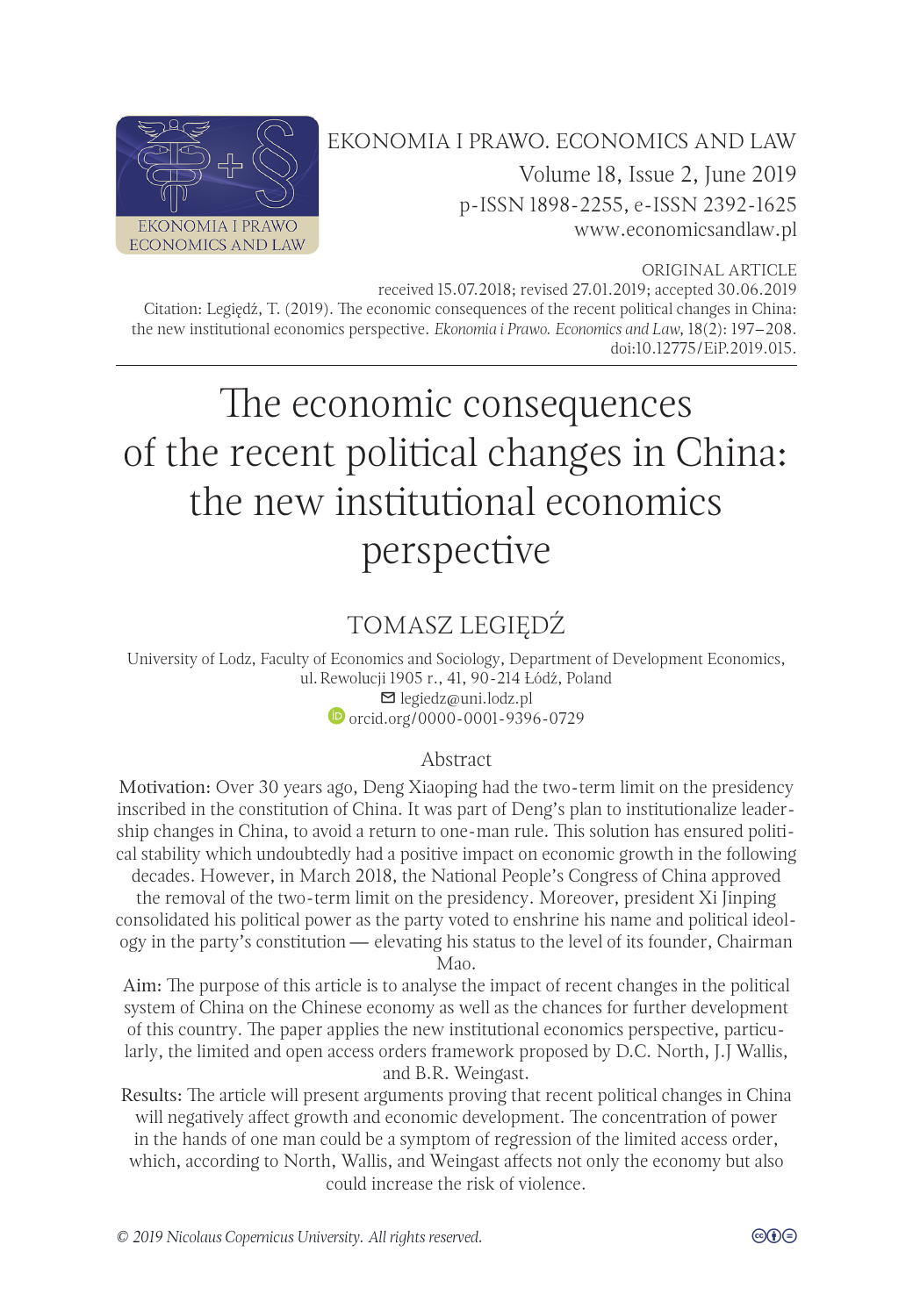EKONOMIA I PRAWO. ECONOMICS AND LAW

Volume 18, Issue 2, June 2019

p-ISSN 1898-2255, e-ISSN 2392-1625

www.economicsandlaw.pl

ORIGINAL ARTICLE

received 15.07.2018; revised 27.01.2019; accepted 30.06.2019

Citation: Legiędź, T. (2019). The economic consequences of the recent political changes in China: the new institutional economics perspective. *Ekonomia i Prawo. Economics and Law*, 18(2): 197–208. doi:10.12775/EiP.2019.015.

# The economic consequences of the recent political changes in China: the new institutional economics perspective

## TOMASZ LEGIĘDŹ

University of Lodz, Faculty of Economics and Sociology, Department of Development Economics, ul. Rewolucji 1905 r., 41, 90-214 Łódź, Poland

legiedz@uni.lodz.pl

orcid.org/0000-0001-9396-0729

### Abstract

Motivation: Over 30 years ago, Deng Xiaoping had the two-term limit on the presidency inscribed in the constitution of China. It was part of Deng's plan to institutionalize leadership changes in China, to avoid a return to one-man rule. This solution has ensured political stability which undoubtedly had a positive impact on economic growth in the following decades. However, in March 2018, the National People's Congress of China approved the removal of the two-term limit on the presidency. Moreover, president Xi Jinping consolidated his political power as the party voted to enshrine his name and political ideology in the party's constitution — elevating his status to the level of its founder, Chairman Mao.

Aim: The purpose of this article is to analyse the impact of recent changes in the political system of China on the Chinese economy as well as the chances for further development of this country. The paper applies the new institutional economics perspective, particularly, the limited and open access orders framework proposed by D.C. North, J.J Wallis, and B.R. Weingast.

Results: The article will present arguments proving that recent political changes in China will negatively affect growth and economic development. The concentration of power in the hands of one man could be a symptom of regression of the limited access order, which, according to North, Wallis, and Weingast affects not only the economy but also could increase the risk of violence.

© 2019 Nicolaus Copernicus University. All rights reserved.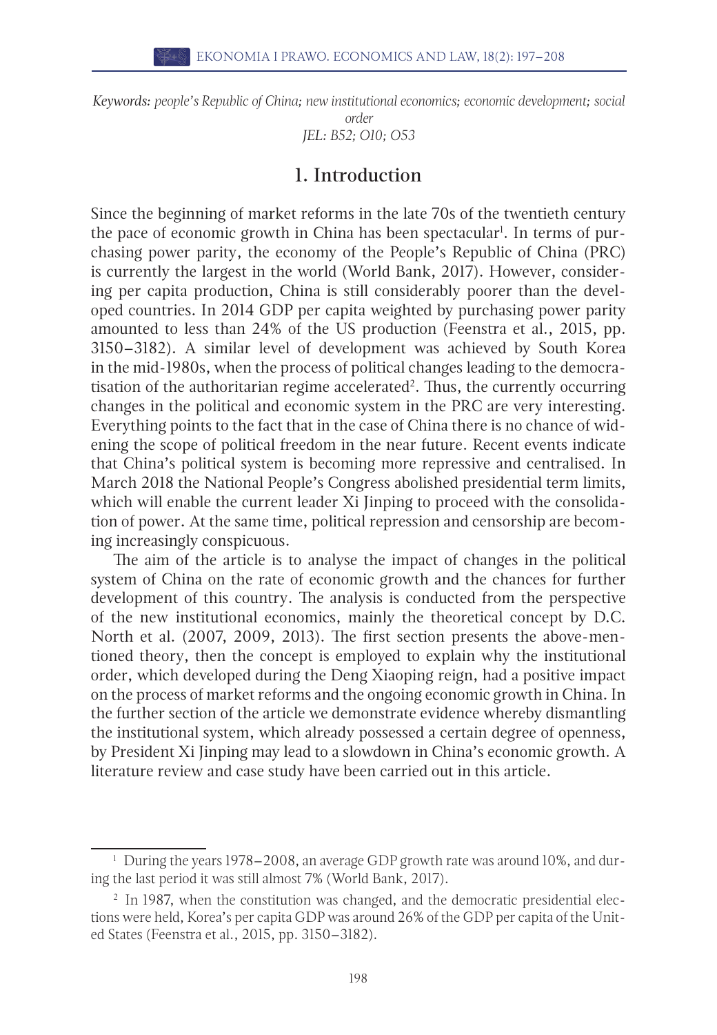*Keywords: people's Republic of China; new institutional economics; economic development; social order*
*JEL: B52; O10; O53*

## 1. Introduction

Since the beginning of market reforms in the late 70s of the twentieth century the pace of economic growth in China has been spectacular[1]. In terms of purchasing power parity, the economy of the People's Republic of China (PRC) is currently the largest in the world (World Bank, 2017). However, considering per capita production, China is still considerably poorer than the developed countries. In 2014 GDP per capita weighted by purchasing power parity amounted to less than 24% of the US production (Feenstra et al., 2015, pp. 3150–3182). A similar level of development was achieved by South Korea in the mid-1980s, when the process of political changes leading to the democratisation of the authoritarian regime accelerated[2]. Thus, the currently occurring changes in the political and economic system in the PRC are very interesting. Everything points to the fact that in the case of China there is no chance of widening the scope of political freedom in the near future. Recent events indicate that China's political system is becoming more repressive and centralised. In March 2018 the National People's Congress abolished presidential term limits, which will enable the current leader Xi Jinping to proceed with the consolidation of power. At the same time, political repression and censorship are becoming increasingly conspicuous.

The aim of the article is to analyse the impact of changes in the political system of China on the rate of economic growth and the chances for further development of this country. The analysis is conducted from the perspective of the new institutional economics, mainly the theoretical concept by D.C. North et al. (2007, 2009, 2013). The first section presents the above-mentioned theory, then the concept is employed to explain why the institutional order, which developed during the Deng Xiaoping reign, had a positive impact on the process of market reforms and the ongoing economic growth in China. In the further section of the article we demonstrate evidence whereby dismantling the institutional system, which already possessed a certain degree of openness, by President Xi Jinping may lead to a slowdown in China's economic growth. A literature review and case study have been carried out in this article.

---

[1] During the years 1978–2008, an average GDP growth rate was around 10%, and during the last period it was still almost 7% (World Bank, 2017).

[2] In 1987, when the constitution was changed, and the democratic presidential elections were held, Korea's per capita GDP was around 26% of the GDP per capita of the United States (Feenstra et al., 2015, pp. 3150–3182).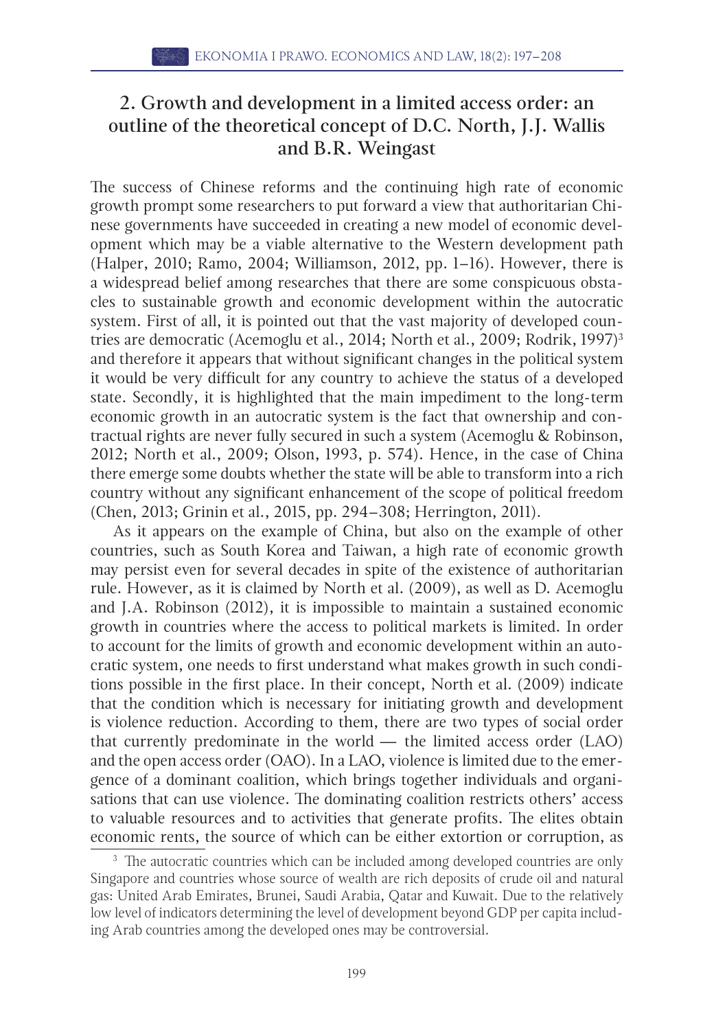## 2. Growth and development in a limited access order: an outline of the theoretical concept of D.C. North, J.J. Wallis and B.R. Weingast

The success of Chinese reforms and the continuing high rate of economic growth prompt some researchers to put forward a view that authoritarian Chinese governments have succeeded in creating a new model of economic development which may be a viable alternative to the Western development path (Halper, 2010; Ramo, 2004; Williamson, 2012, pp. 1–16). However, there is a widespread belief among researches that there are some conspicuous obstacles to sustainable growth and economic development within the autocratic system. First of all, it is pointed out that the vast majority of developed countries are democratic (Acemoglu et al., 2014; North et al., 2009; Rodrik, 1997)[3] and therefore it appears that without significant changes in the political system it would be very difficult for any country to achieve the status of a developed state. Secondly, it is highlighted that the main impediment to the long-term economic growth in an autocratic system is the fact that ownership and contractual rights are never fully secured in such a system (Acemoglu & Robinson, 2012; North et al., 2009; Olson, 1993, p. 574). Hence, in the case of China there emerge some doubts whether the state will be able to transform into a rich country without any significant enhancement of the scope of political freedom (Chen, 2013; Grinin et al., 2015, pp. 294–308; Herrington, 2011).

As it appears on the example of China, but also on the example of other countries, such as South Korea and Taiwan, a high rate of economic growth may persist even for several decades in spite of the existence of authoritarian rule. However, as it is claimed by North et al. (2009), as well as D. Acemoglu and J.A. Robinson (2012), it is impossible to maintain a sustained economic growth in countries where the access to political markets is limited. In order to account for the limits of growth and economic development within an autocratic system, one needs to first understand what makes growth in such conditions possible in the first place. In their concept, North et al. (2009) indicate that the condition which is necessary for initiating growth and development is violence reduction. According to them, there are two types of social order that currently predominate in the world — the limited access order (LAO) and the open access order (OAO). In a LAO, violence is limited due to the emergence of a dominant coalition, which brings together individuals and organisations that can use violence. The dominating coalition restricts others' access to valuable resources and to activities that generate profits. The elites obtain economic rents, the source of which can be either extortion or corruption, as

[3] The autocratic countries which can be included among developed countries are only Singapore and countries whose source of wealth are rich deposits of crude oil and natural gas: United Arab Emirates, Brunei, Saudi Arabia, Qatar and Kuwait. Due to the relatively low level of indicators determining the level of development beyond GDP per capita including Arab countries among the developed ones may be controversial.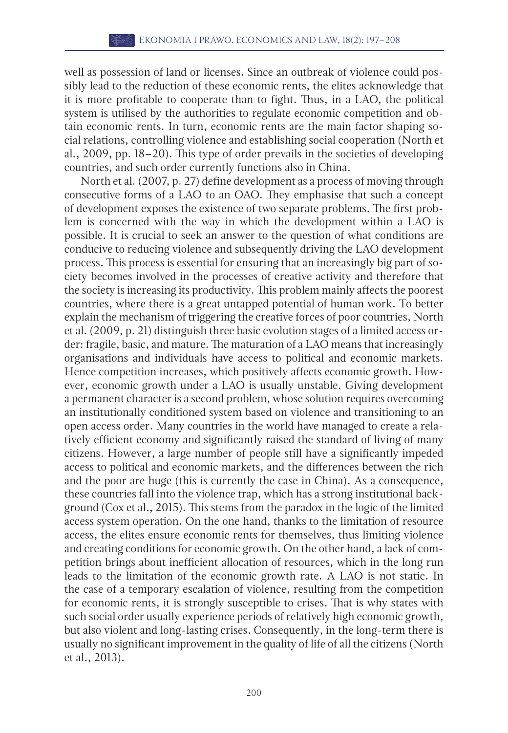well as possession of land or licenses. Since an outbreak of violence could possibly lead to the reduction of these economic rents, the elites acknowledge that it is more profitable to cooperate than to fight. Thus, in a LAO, the political system is utilised by the authorities to regulate economic competition and obtain economic rents. In turn, economic rents are the main factor shaping social relations, controlling violence and establishing social cooperation (North et al., 2009, pp. 18–20). This type of order prevails in the societies of developing countries, and such order currently functions also in China.

North et al. (2007, p. 27) define development as a process of moving through consecutive forms of a LAO to an OAO. They emphasise that such a concept of development exposes the existence of two separate problems. The first problem is concerned with the way in which the development within a LAO is possible. It is crucial to seek an answer to the question of what conditions are conducive to reducing violence and subsequently driving the LAO development process. This process is essential for ensuring that an increasingly big part of society becomes involved in the processes of creative activity and therefore that the society is increasing its productivity. This problem mainly affects the poorest countries, where there is a great untapped potential of human work. To better explain the mechanism of triggering the creative forces of poor countries, North et al. (2009, p. 21) distinguish three basic evolution stages of a limited access order: fragile, basic, and mature. The maturation of a LAO means that increasingly organisations and individuals have access to political and economic markets. Hence competition increases, which positively affects economic growth. However, economic growth under a LAO is usually unstable. Giving development a permanent character is a second problem, whose solution requires overcoming an institutionally conditioned system based on violence and transitioning to an open access order. Many countries in the world have managed to create a relatively efficient economy and significantly raised the standard of living of many citizens. However, a large number of people still have a significantly impeded access to political and economic markets, and the differences between the rich and the poor are huge (this is currently the case in China). As a consequence, these countries fall into the violence trap, which has a strong institutional background (Cox et al., 2015). This stems from the paradox in the logic of the limited access system operation. On the one hand, thanks to the limitation of resource access, the elites ensure economic rents for themselves, thus limiting violence and creating conditions for economic growth. On the other hand, a lack of competition brings about inefficient allocation of resources, which in the long run leads to the limitation of the economic growth rate. A LAO is not static. In the case of a temporary escalation of violence, resulting from the competition for economic rents, it is strongly susceptible to crises. That is why states with such social order usually experience periods of relatively high economic growth, but also violent and long-lasting crises. Consequently, in the long-term there is usually no significant improvement in the quality of life of all the citizens (North et al., 2013).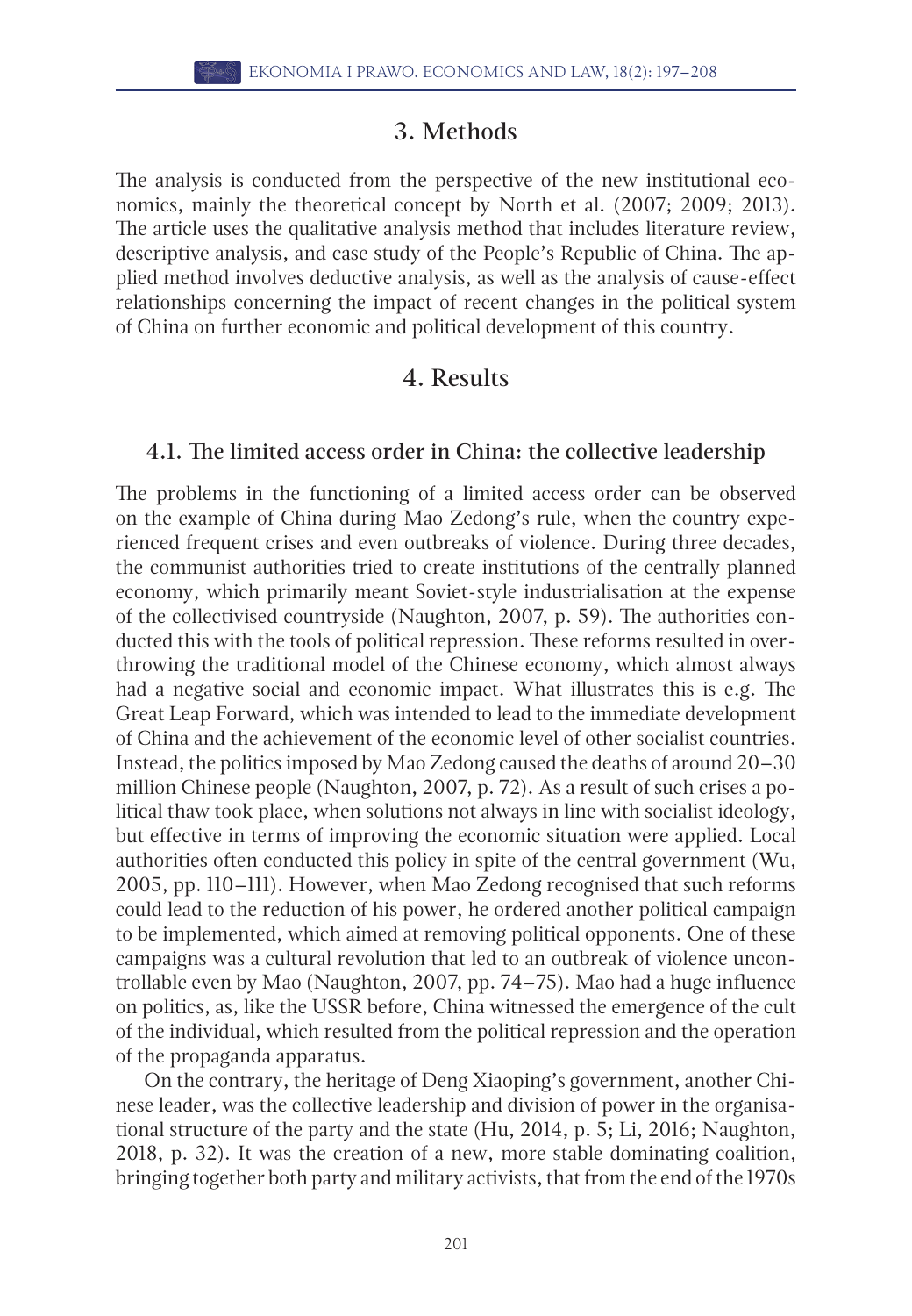## 3. Methods

The analysis is conducted from the perspective of the new institutional economics, mainly the theoretical concept by North et al. (2007; 2009; 2013). The article uses the qualitative analysis method that includes literature review, descriptive analysis, and case study of the People's Republic of China. The applied method involves deductive analysis, as well as the analysis of cause-effect relationships concerning the impact of recent changes in the political system of China on further economic and political development of this country.

## 4. Results

### 4.1. The limited access order in China: the collective leadership

The problems in the functioning of a limited access order can be observed on the example of China during Mao Zedong's rule, when the country experienced frequent crises and even outbreaks of violence. During three decades, the communist authorities tried to create institutions of the centrally planned economy, which primarily meant Soviet-style industrialisation at the expense of the collectivised countryside (Naughton, 2007, p. 59). The authorities conducted this with the tools of political repression. These reforms resulted in overthrowing the traditional model of the Chinese economy, which almost always had a negative social and economic impact. What illustrates this is e.g. The Great Leap Forward, which was intended to lead to the immediate development of China and the achievement of the economic level of other socialist countries. Instead, the politics imposed by Mao Zedong caused the deaths of around 20–30 million Chinese people (Naughton, 2007, p. 72). As a result of such crises a political thaw took place, when solutions not always in line with socialist ideology, but effective in terms of improving the economic situation were applied. Local authorities often conducted this policy in spite of the central government (Wu, 2005, pp. 110–111). However, when Mao Zedong recognised that such reforms could lead to the reduction of his power, he ordered another political campaign to be implemented, which aimed at removing political opponents. One of these campaigns was a cultural revolution that led to an outbreak of violence uncontrollable even by Mao (Naughton, 2007, pp. 74–75). Mao had a huge influence on politics, as, like the USSR before, China witnessed the emergence of the cult of the individual, which resulted from the political repression and the operation of the propaganda apparatus.

On the contrary, the heritage of Deng Xiaoping's government, another Chinese leader, was the collective leadership and division of power in the organisational structure of the party and the state (Hu, 2014, p. 5; Li, 2016; Naughton, 2018, p. 32). It was the creation of a new, more stable dominating coalition, bringing together both party and military activists, that from the end of the 1970s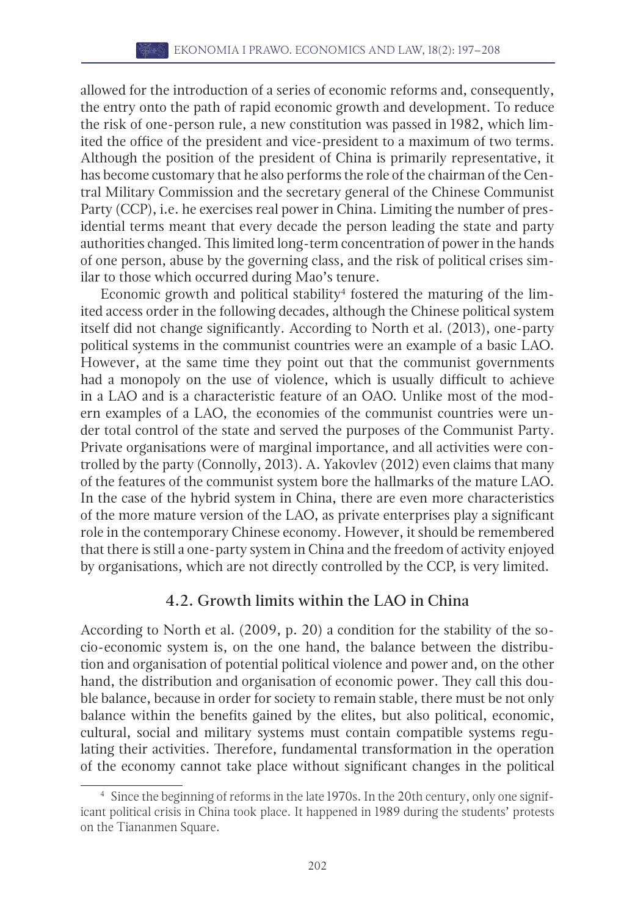allowed for the introduction of a series of economic reforms and, consequently, the entry onto the path of rapid economic growth and development. To reduce the risk of one-person rule, a new constitution was passed in 1982, which limited the office of the president and vice-president to a maximum of two terms. Although the position of the president of China is primarily representative, it has become customary that he also performs the role of the chairman of the Central Military Commission and the secretary general of the Chinese Communist Party (CCP), i.e. he exercises real power in China. Limiting the number of presidential terms meant that every decade the person leading the state and party authorities changed. This limited long-term concentration of power in the hands of one person, abuse by the governing class, and the risk of political crises similar to those which occurred during Mao's tenure.

Economic growth and political stability[4] fostered the maturing of the limited access order in the following decades, although the Chinese political system itself did not change significantly. According to North et al. (2013), one-party political systems in the communist countries were an example of a basic LAO. However, at the same time they point out that the communist governments had a monopoly on the use of violence, which is usually difficult to achieve in a LAO and is a characteristic feature of an OAO. Unlike most of the modern examples of a LAO, the economies of the communist countries were under total control of the state and served the purposes of the Communist Party. Private organisations were of marginal importance, and all activities were controlled by the party (Connolly, 2013). A. Yakovlev (2012) even claims that many of the features of the communist system bore the hallmarks of the mature LAO. In the case of the hybrid system in China, there are even more characteristics of the more mature version of the LAO, as private enterprises play a significant role in the contemporary Chinese economy. However, it should be remembered that there is still a one-party system in China and the freedom of activity enjoyed by organisations, which are not directly controlled by the CCP, is very limited.

### 4.2. Growth limits within the LAO in China

According to North et al. (2009, p. 20) a condition for the stability of the socio-economic system is, on the one hand, the balance between the distribution and organisation of potential political violence and power and, on the other hand, the distribution and organisation of economic power. They call this double balance, because in order for society to remain stable, there must be not only balance within the benefits gained by the elites, but also political, economic, cultural, social and military systems must contain compatible systems regulating their activities. Therefore, fundamental transformation in the operation of the economy cannot take place without significant changes in the political

[4] Since the beginning of reforms in the late 1970s. In the 20th century, only one significant political crisis in China took place. It happened in 1989 during the students' protests on the Tiananmen Square.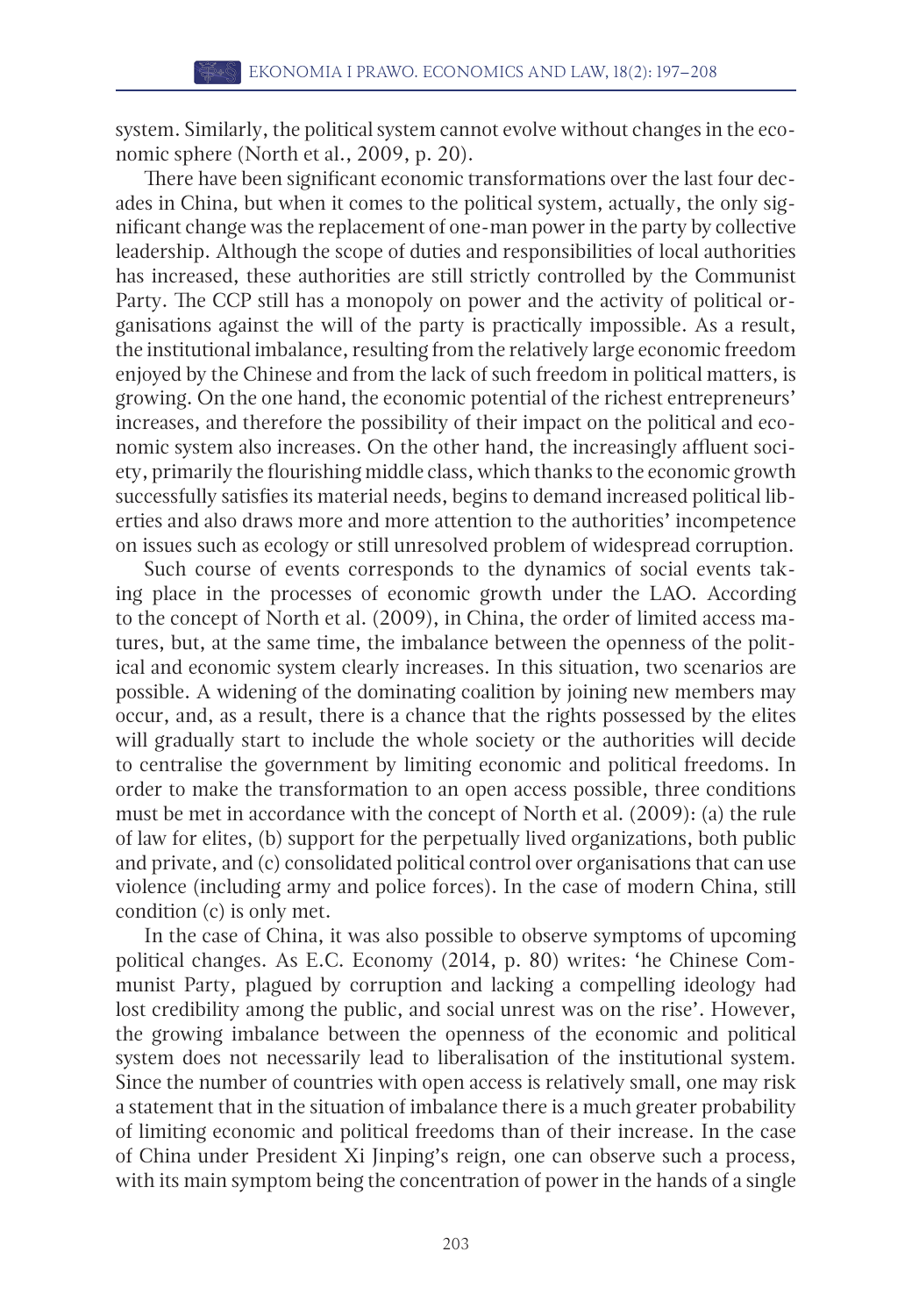system. Similarly, the political system cannot evolve without changes in the economic sphere (North et al., 2009, p. 20).

There have been significant economic transformations over the last four decades in China, but when it comes to the political system, actually, the only significant change was the replacement of one-man power in the party by collective leadership. Although the scope of duties and responsibilities of local authorities has increased, these authorities are still strictly controlled by the Communist Party. The CCP still has a monopoly on power and the activity of political organisations against the will of the party is practically impossible. As a result, the institutional imbalance, resulting from the relatively large economic freedom enjoyed by the Chinese and from the lack of such freedom in political matters, is growing. On the one hand, the economic potential of the richest entrepreneurs' increases, and therefore the possibility of their impact on the political and economic system also increases. On the other hand, the increasingly affluent society, primarily the flourishing middle class, which thanks to the economic growth successfully satisfies its material needs, begins to demand increased political liberties and also draws more and more attention to the authorities' incompetence on issues such as ecology or still unresolved problem of widespread corruption.

Such course of events corresponds to the dynamics of social events taking place in the processes of economic growth under the LAO. According to the concept of North et al. (2009), in China, the order of limited access matures, but, at the same time, the imbalance between the openness of the political and economic system clearly increases. In this situation, two scenarios are possible. A widening of the dominating coalition by joining new members may occur, and, as a result, there is a chance that the rights possessed by the elites will gradually start to include the whole society or the authorities will decide to centralise the government by limiting economic and political freedoms. In order to make the transformation to an open access possible, three conditions must be met in accordance with the concept of North et al. (2009): (a) the rule of law for elites, (b) support for the perpetually lived organizations, both public and private, and (c) consolidated political control over organisations that can use violence (including army and police forces). In the case of modern China, still condition (c) is only met.

In the case of China, it was also possible to observe symptoms of upcoming political changes. As E.C. Economy (2014, p. 80) writes: 'he Chinese Communist Party, plagued by corruption and lacking a compelling ideology had lost credibility among the public, and social unrest was on the rise'. However, the growing imbalance between the openness of the economic and political system does not necessarily lead to liberalisation of the institutional system. Since the number of countries with open access is relatively small, one may risk a statement that in the situation of imbalance there is a much greater probability of limiting economic and political freedoms than of their increase. In the case of China under President Xi Jinping's reign, one can observe such a process, with its main symptom being the concentration of power in the hands of a single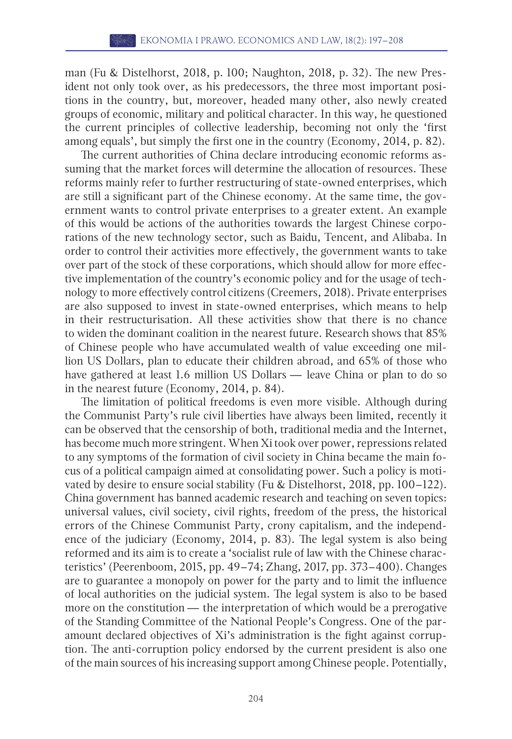man (Fu & Distelhorst, 2018, p. 100; Naughton, 2018, p. 32). The new President not only took over, as his predecessors, the three most important positions in the country, but, moreover, headed many other, also newly created groups of economic, military and political character. In this way, he questioned the current principles of collective leadership, becoming not only the 'first among equals', but simply the first one in the country (Economy, 2014, p. 82).

The current authorities of China declare introducing economic reforms assuming that the market forces will determine the allocation of resources. These reforms mainly refer to further restructuring of state-owned enterprises, which are still a significant part of the Chinese economy. At the same time, the government wants to control private enterprises to a greater extent. An example of this would be actions of the authorities towards the largest Chinese corporations of the new technology sector, such as Baidu, Tencent, and Alibaba. In order to control their activities more effectively, the government wants to take over part of the stock of these corporations, which should allow for more effective implementation of the country's economic policy and for the usage of technology to more effectively control citizens (Creemers, 2018). Private enterprises are also supposed to invest in state-owned enterprises, which means to help in their restructurisation. All these activities show that there is no chance to widen the dominant coalition in the nearest future. Research shows that 85% of Chinese people who have accumulated wealth of value exceeding one million US Dollars, plan to educate their children abroad, and 65% of those who have gathered at least 1.6 million US Dollars — leave China or plan to do so in the nearest future (Economy, 2014, p. 84).

The limitation of political freedoms is even more visible. Although during the Communist Party's rule civil liberties have always been limited, recently it can be observed that the censorship of both, traditional media and the Internet, has become much more stringent. When Xi took over power, repressions related to any symptoms of the formation of civil society in China became the main focus of a political campaign aimed at consolidating power. Such a policy is motivated by desire to ensure social stability (Fu & Distelhorst, 2018, pp. 100–122). China government has banned academic research and teaching on seven topics: universal values, civil society, civil rights, freedom of the press, the historical errors of the Chinese Communist Party, crony capitalism, and the independence of the judiciary (Economy, 2014, p. 83). The legal system is also being reformed and its aim is to create a 'socialist rule of law with the Chinese characteristics' (Peerenboom, 2015, pp. 49–74; Zhang, 2017, pp. 373–400). Changes are to guarantee a monopoly on power for the party and to limit the influence of local authorities on the judicial system. The legal system is also to be based more on the constitution — the interpretation of which would be a prerogative of the Standing Committee of the National People's Congress. One of the paramount declared objectives of Xi's administration is the fight against corruption. The anti-corruption policy endorsed by the current president is also one of the main sources of his increasing support among Chinese people. Potentially,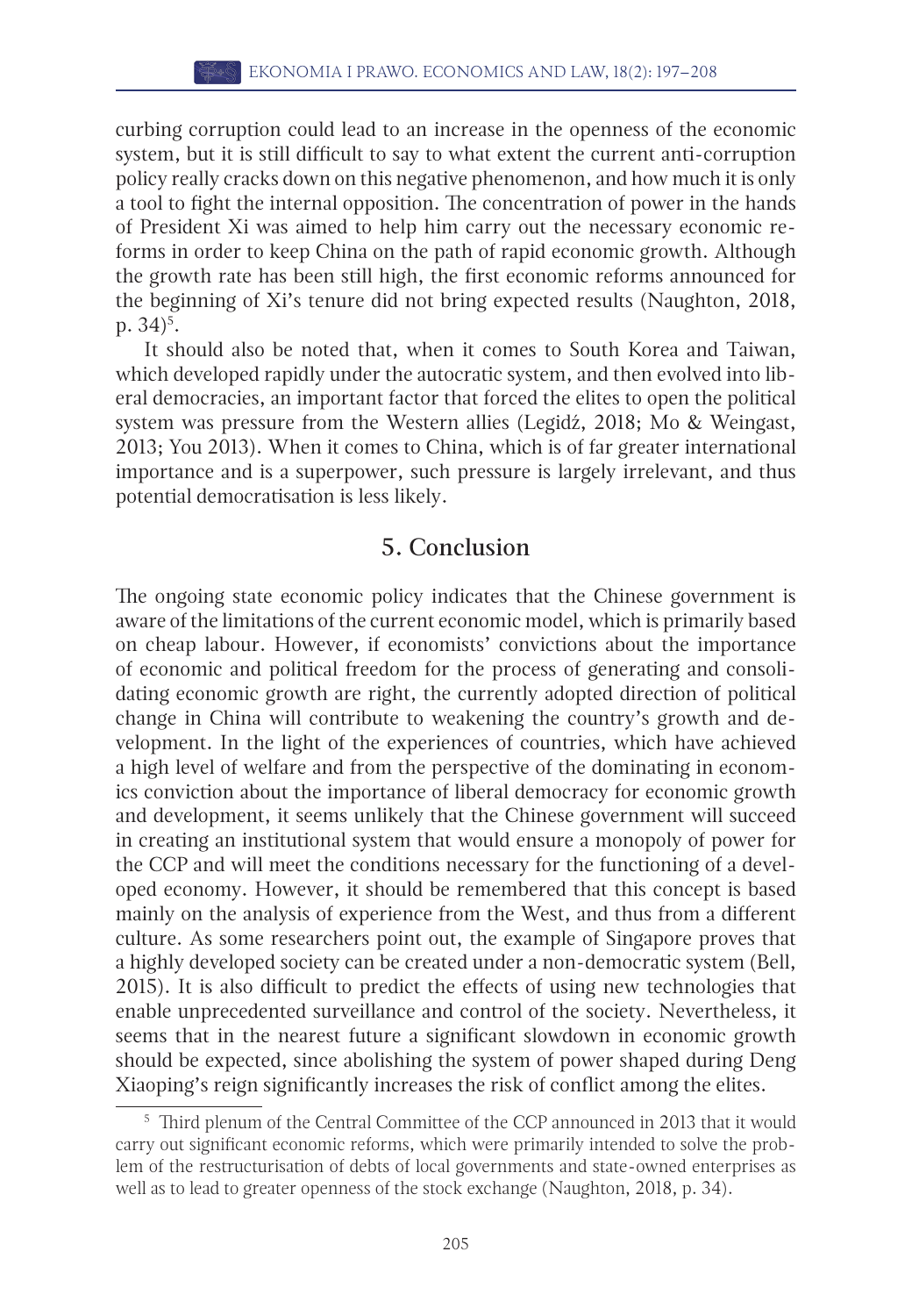curbing corruption could lead to an increase in the openness of the economic system, but it is still difficult to say to what extent the current anti-corruption policy really cracks down on this negative phenomenon, and how much it is only a tool to fight the internal opposition. The concentration of power in the hands of President Xi was aimed to help him carry out the necessary economic reforms in order to keep China on the path of rapid economic growth. Although the growth rate has been still high, the first economic reforms announced for the beginning of Xi's tenure did not bring expected results (Naughton, 2018, p. 34)[5].

It should also be noted that, when it comes to South Korea and Taiwan, which developed rapidly under the autocratic system, and then evolved into liberal democracies, an important factor that forced the elites to open the political system was pressure from the Western allies (Legidź, 2018; Mo & Weingast, 2013; You 2013). When it comes to China, which is of far greater international importance and is a superpower, such pressure is largely irrelevant, and thus potential democratisation is less likely.

## 5. Conclusion

The ongoing state economic policy indicates that the Chinese government is aware of the limitations of the current economic model, which is primarily based on cheap labour. However, if economists' convictions about the importance of economic and political freedom for the process of generating and consolidating economic growth are right, the currently adopted direction of political change in China will contribute to weakening the country's growth and development. In the light of the experiences of countries, which have achieved a high level of welfare and from the perspective of the dominating in economics conviction about the importance of liberal democracy for economic growth and development, it seems unlikely that the Chinese government will succeed in creating an institutional system that would ensure a monopoly of power for the CCP and will meet the conditions necessary for the functioning of a developed economy. However, it should be remembered that this concept is based mainly on the analysis of experience from the West, and thus from a different culture. As some researchers point out, the example of Singapore proves that a highly developed society can be created under a non-democratic system (Bell, 2015). It is also difficult to predict the effects of using new technologies that enable unprecedented surveillance and control of the society. Nevertheless, it seems that in the nearest future a significant slowdown in economic growth should be expected, since abolishing the system of power shaped during Deng Xiaoping's reign significantly increases the risk of conflict among the elites.

[5] Third plenum of the Central Committee of the CCP announced in 2013 that it would carry out significant economic reforms, which were primarily intended to solve the problem of the restructurisation of debts of local governments and state-owned enterprises as well as to lead to greater openness of the stock exchange (Naughton, 2018, p. 34).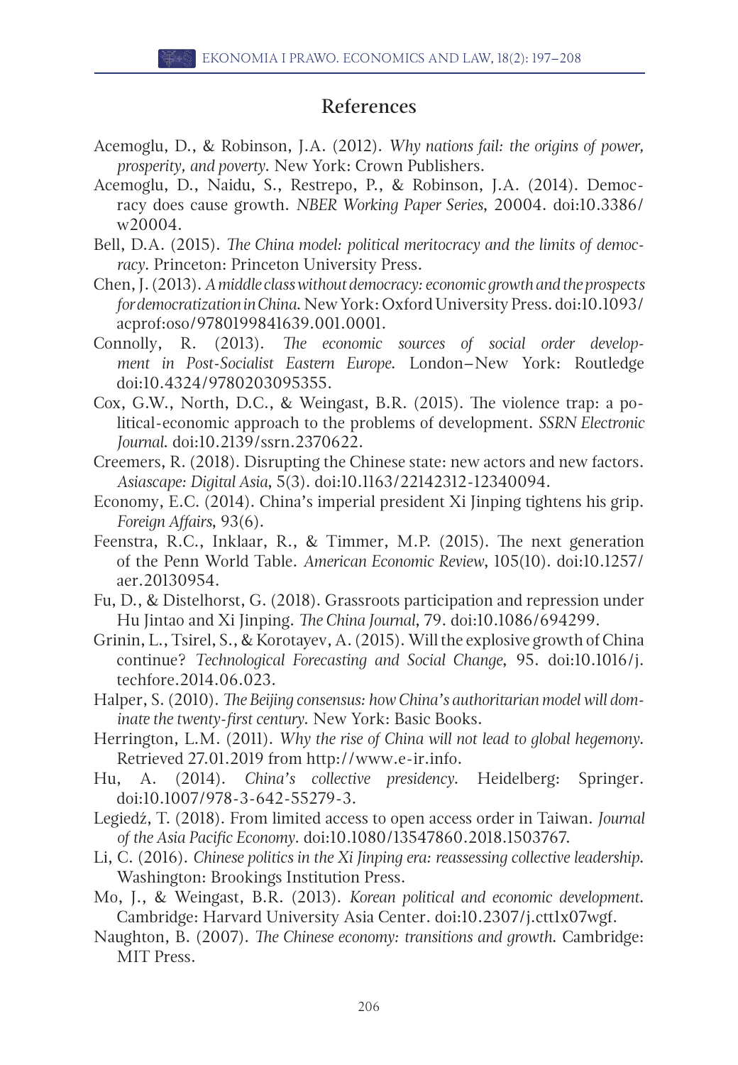## References

Acemoglu, D., & Robinson, J.A. (2012). *Why nations fail: the origins of power, prosperity, and poverty*. New York: Crown Publishers.

Acemoglu, D., Naidu, S., Restrepo, P., & Robinson, J.A. (2014). Democracy does cause growth. *NBER Working Paper Series*, 20004. doi:10.3386/w20004.

Bell, D.A. (2015). *The China model: political meritocracy and the limits of democracy*. Princeton: Princeton University Press.

Chen, J. (2013). *A middle class without democracy: economic growth and the prospects for democratization in China*. New York: Oxford University Press. doi:10.1093/acprof:oso/9780199841639.001.0001.

Connolly, R. (2013). *The economic sources of social order development in Post-Socialist Eastern Europe*. London–New York: Routledge doi:10.4324/9780203095355.

Cox, G.W., North, D.C., & Weingast, B.R. (2015). The violence trap: a political-economic approach to the problems of development. *SSRN Electronic Journal*. doi:10.2139/ssrn.2370622.

Creemers, R. (2018). Disrupting the Chinese state: new actors and new factors. *Asiascape: Digital Asia*, 5(3). doi:10.1163/22142312-12340094.

Economy, E.C. (2014). China's imperial president Xi Jinping tightens his grip. *Foreign Affairs*, 93(6).

Feenstra, R.C., Inklaar, R., & Timmer, M.P. (2015). The next generation of the Penn World Table. *American Economic Review*, 105(10). doi:10.1257/aer.20130954.

Fu, D., & Distelhorst, G. (2018). Grassroots participation and repression under Hu Jintao and Xi Jinping. *The China Journal*, 79. doi:10.1086/694299.

Grinin, L., Tsirel, S., & Korotayev, A. (2015). Will the explosive growth of China continue? *Technological Forecasting and Social Change*, 95. doi:10.1016/j.techfore.2014.06.023.

Halper, S. (2010). *The Beijing consensus: how China's authoritarian model will dominate the twenty-first century*. New York: Basic Books.

Herrington, L.M. (2011). *Why the rise of China will not lead to global hegemony*. Retrieved 27.01.2019 from http://www.e-ir.info.

Hu, A. (2014). *China's collective presidency*. Heidelberg: Springer. doi:10.1007/978-3-642-55279-3.

Legiedź, T. (2018). From limited access to open access order in Taiwan. *Journal of the Asia Pacific Economy*. doi:10.1080/13547860.2018.1503767.

Li, C. (2016). *Chinese politics in the Xi Jinping era: reassessing collective leadership*. Washington: Brookings Institution Press.

Mo, J., & Weingast, B.R. (2013). *Korean political and economic development*. Cambridge: Harvard University Asia Center. doi:10.2307/j.ctt1x07wgf.

Naughton, B. (2007). *The Chinese economy: transitions and growth*. Cambridge: MIT Press.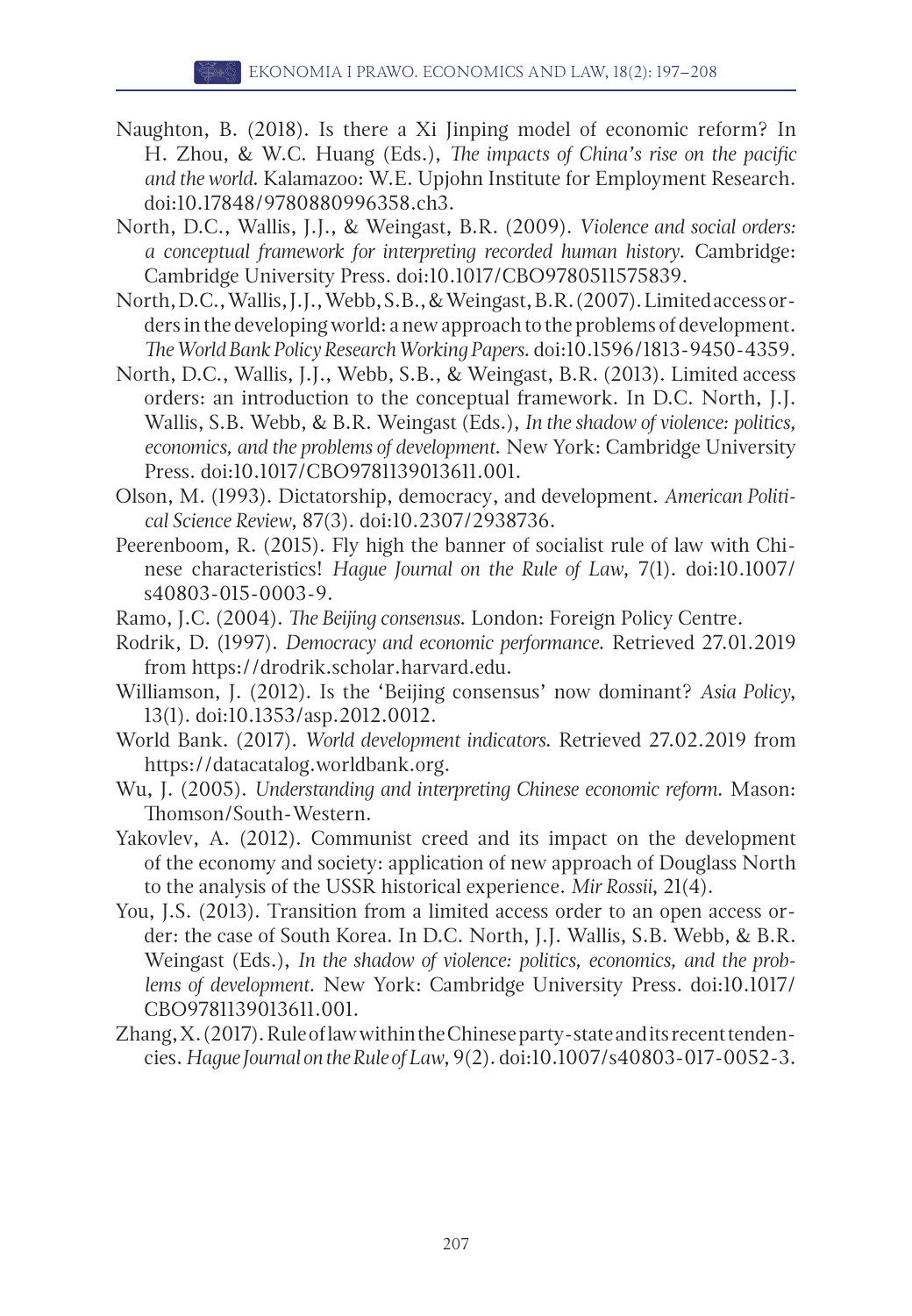Naughton, B. (2018). Is there a Xi Jinping model of economic reform? In H. Zhou, & W.C. Huang (Eds.), *The impacts of China's rise on the pacific and the world*. Kalamazoo: W.E. Upjohn Institute for Employment Research. doi:10.17848/9780880996358.ch3.

North, D.C., Wallis, J.J., & Weingast, B.R. (2009). *Violence and social orders: a conceptual framework for interpreting recorded human history*. Cambridge: Cambridge University Press. doi:10.1017/CBO9780511575839.

North, D.C., Wallis, J.J., Webb, S.B., & Weingast, B.R. (2007). Limited access orders in the developing world: a new approach to the problems of development. *The World Bank Policy Research Working Papers*. doi:10.1596/1813-9450-4359.

North, D.C., Wallis, J.J., Webb, S.B., & Weingast, B.R. (2013). Limited access orders: an introduction to the conceptual framework. In D.C. North, J.J. Wallis, S.B. Webb, & B.R. Weingast (Eds.), *In the shadow of violence: politics, economics, and the problems of development*. New York: Cambridge University Press. doi:10.1017/CBO9781139013611.001.

Olson, M. (1993). Dictatorship, democracy, and development. *American Political Science Review*, 87(3). doi:10.2307/2938736.

Peerenboom, R. (2015). Fly high the banner of socialist rule of law with Chinese characteristics! *Hague Journal on the Rule of Law*, 7(1). doi:10.1007/s40803-015-0003-9.

Ramo, J.C. (2004). *The Beijing consensus*. London: Foreign Policy Centre.

Rodrik, D. (1997). *Democracy and economic performance*. Retrieved 27.01.2019 from https://drodrik.scholar.harvard.edu.

Williamson, J. (2012). Is the 'Beijing consensus' now dominant? *Asia Policy*, 13(1). doi:10.1353/asp.2012.0012.

World Bank. (2017). *World development indicators*. Retrieved 27.02.2019 from https://datacatalog.worldbank.org.

Wu, J. (2005). *Understanding and interpreting Chinese economic reform*. Mason: Thomson/South-Western.

Yakovlev, A. (2012). Communist creed and its impact on the development of the economy and society: application of new approach of Douglass North to the analysis of the USSR historical experience. *Mir Rossii*, 21(4).

You, J.S. (2013). Transition from a limited access order to an open access order: the case of South Korea. In D.C. North, J.J. Wallis, S.B. Webb, & B.R. Weingast (Eds.), *In the shadow of violence: politics, economics, and the problems of development*. New York: Cambridge University Press. doi:10.1017/CBO9781139013611.001.

Zhang, X. (2017). Rule of law within the Chinese party-state and its recent tendencies. *Hague Journal on the Rule of Law*, 9(2). doi:10.1007/s40803-017-0052-3.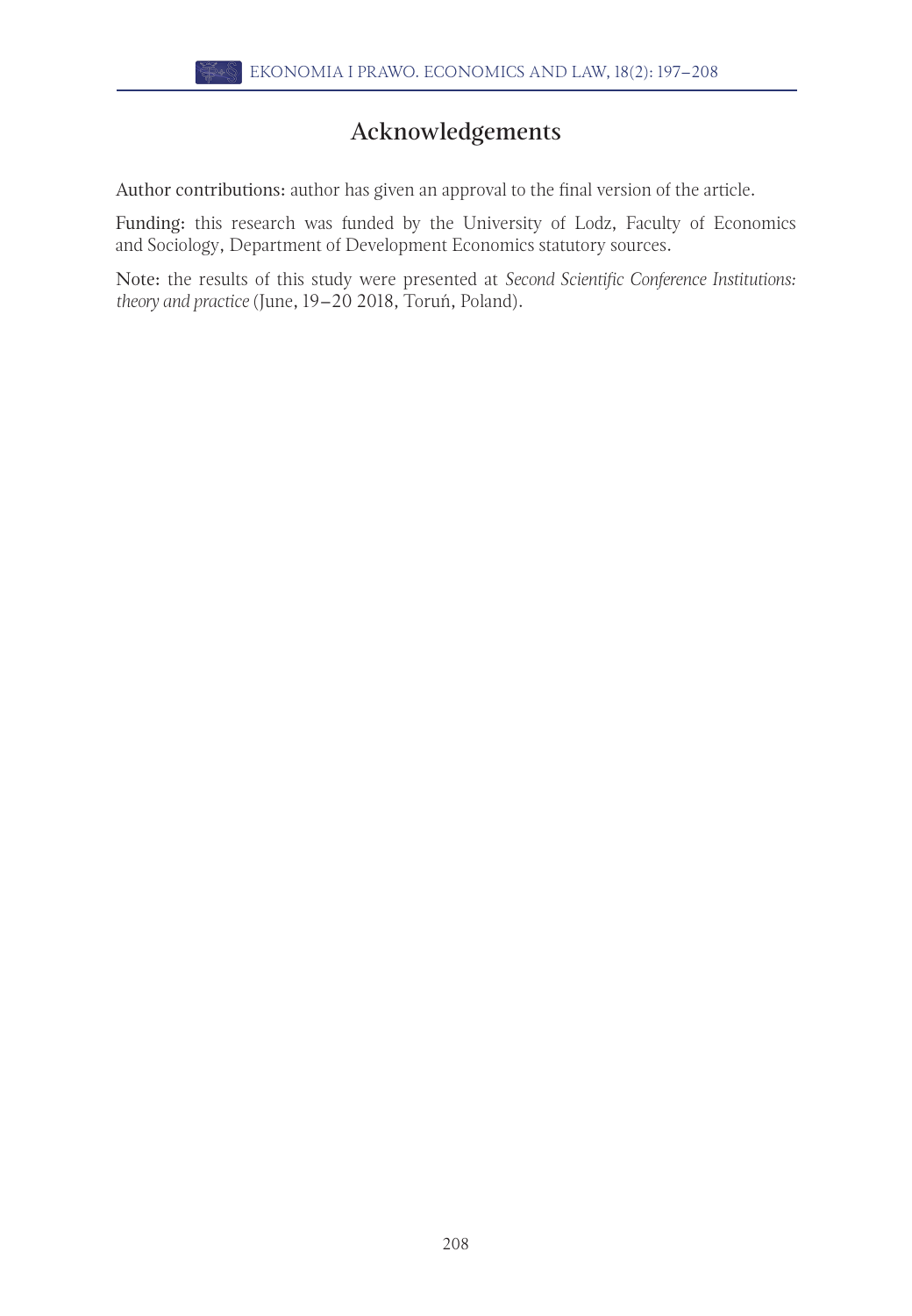## Acknowledgements

Author contributions: author has given an approval to the final version of the article.

Funding: this research was funded by the University of Lodz, Faculty of Economics and Sociology, Department of Development Economics statutory sources.

Note: the results of this study were presented at *Second Scientific Conference Institutions: theory and practice* (June, 19–20 2018, Toruń, Poland).